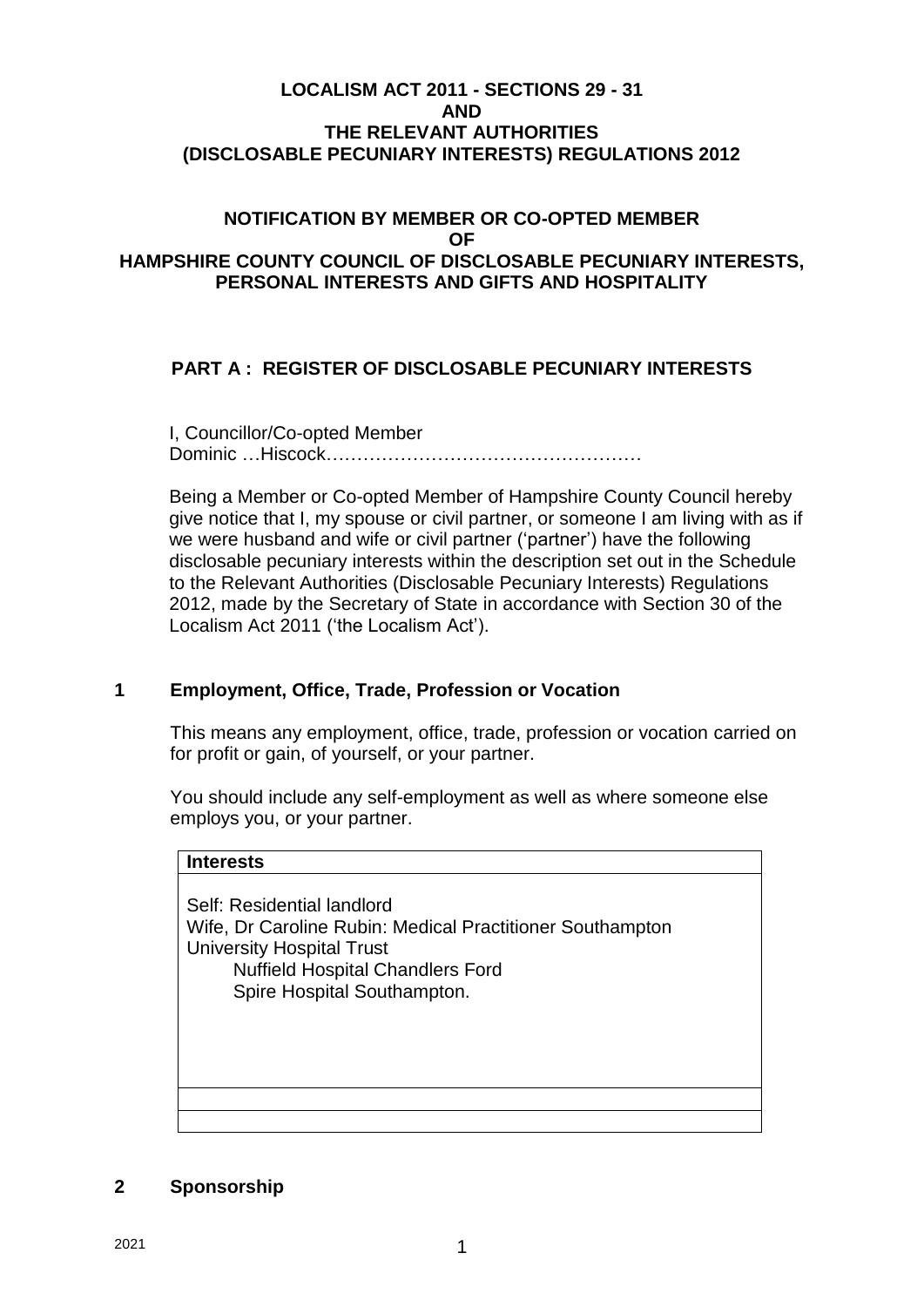**LOCALISM ACT 2011 - SECTIONS 29 - 31**
**AND**
**THE RELEVANT AUTHORITIES**
**(DISCLOSABLE PECUNIARY INTERESTS) REGULATIONS 2012**

**NOTIFICATION BY MEMBER OR CO-OPTED MEMBER**
**OF**
**HAMPSHIRE COUNTY COUNCIL OF DISCLOSABLE PECUNIARY INTERESTS, PERSONAL INTERESTS AND GIFTS AND HOSPITALITY**

## PART A : REGISTER OF DISCLOSABLE PECUNIARY INTERESTS

I, Councillor/Co-opted Member Dominic …Hiscock……………………………………………

Being a Member or Co-opted Member of Hampshire County Council hereby give notice that I, my spouse or civil partner, or someone I am living with as if we were husband and wife or civil partner ('partner') have the following disclosable pecuniary interests within the description set out in the Schedule to the Relevant Authorities (Disclosable Pecuniary Interests) Regulations 2012, made by the Secretary of State in accordance with Section 30 of the Localism Act 2011 ('the Localism Act').

### 1 Employment, Office, Trade, Profession or Vocation

This means any employment, office, trade, profession or vocation carried on for profit or gain, of yourself, or your partner.

You should include any self-employment as well as where someone else employs you, or your partner.

| Interests |
|---|
| Self: Residential landlord<br>Wife, Dr Caroline Rubin: Medical Practitioner Southampton University Hospital Trust<br>Nuffield Hospital Chandlers Ford<br>Spire Hospital Southampton. |
| |
| |

### 2 Sponsorship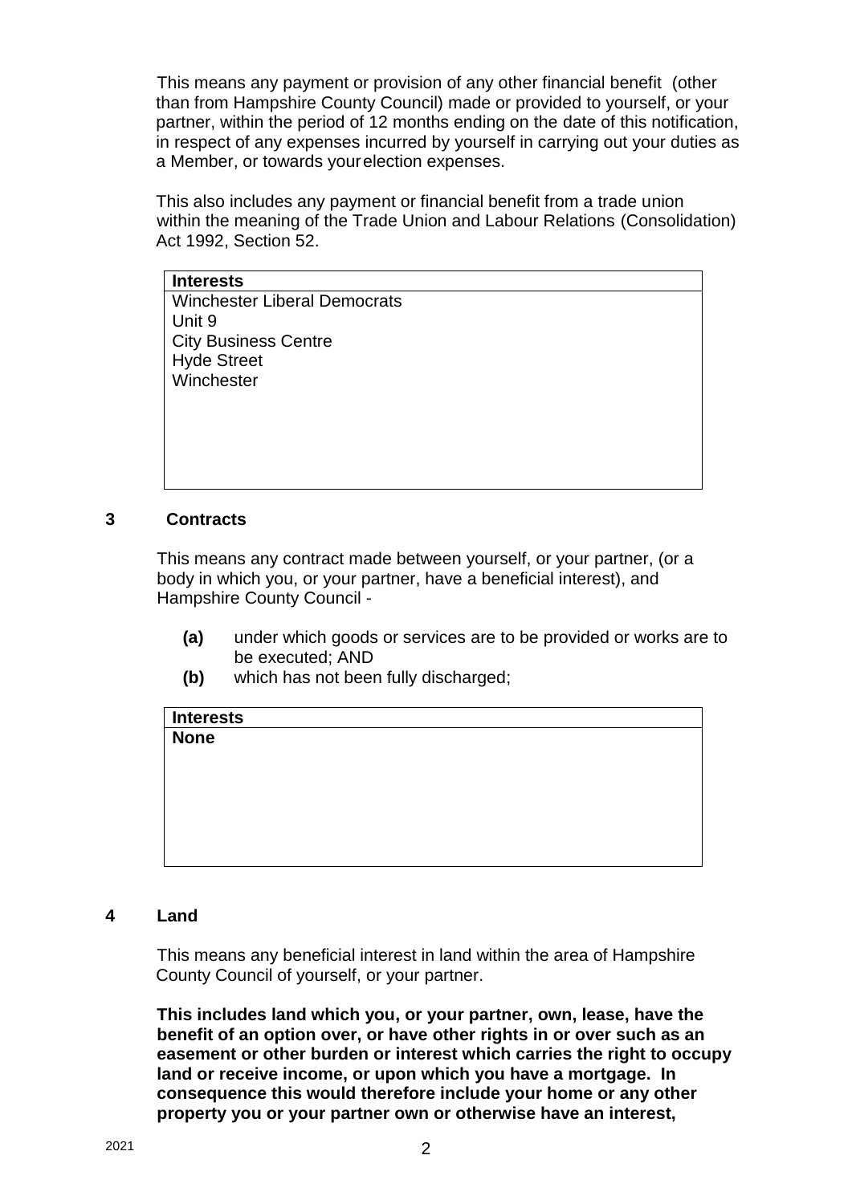This means any payment or provision of any other financial benefit (other than from Hampshire County Council) made or provided to yourself, or your partner, within the period of 12 months ending on the date of this notification, in respect of any expenses incurred by yourself in carrying out your duties as a Member, or towards your election expenses.

This also includes any payment or financial benefit from a trade union within the meaning of the Trade Union and Labour Relations (Consolidation) Act 1992, Section 52.

| **Interests** |
|---|
| Winchester Liberal Democrats<br>Unit 9<br>City Business Centre<br>Hyde Street<br>Winchester |

## 3 Contracts

This means any contract made between yourself, or your partner, (or a body in which you, or your partner, have a beneficial interest), and Hampshire County Council -

- **(a)** under which goods or services are to be provided or works are to be executed; AND
- **(b)** which has not been fully discharged;

| **Interests** |
|---|
| **None** |

## 4 Land

This means any beneficial interest in land within the area of Hampshire County Council of yourself, or your partner.

**This includes land which you, or your partner, own, lease, have the benefit of an option over, or have other rights in or over such as an easement or other burden or interest which carries the right to occupy land or receive income, or upon which you have a mortgage. In consequence this would therefore include your home or any other property you or your partner own or otherwise have an interest,**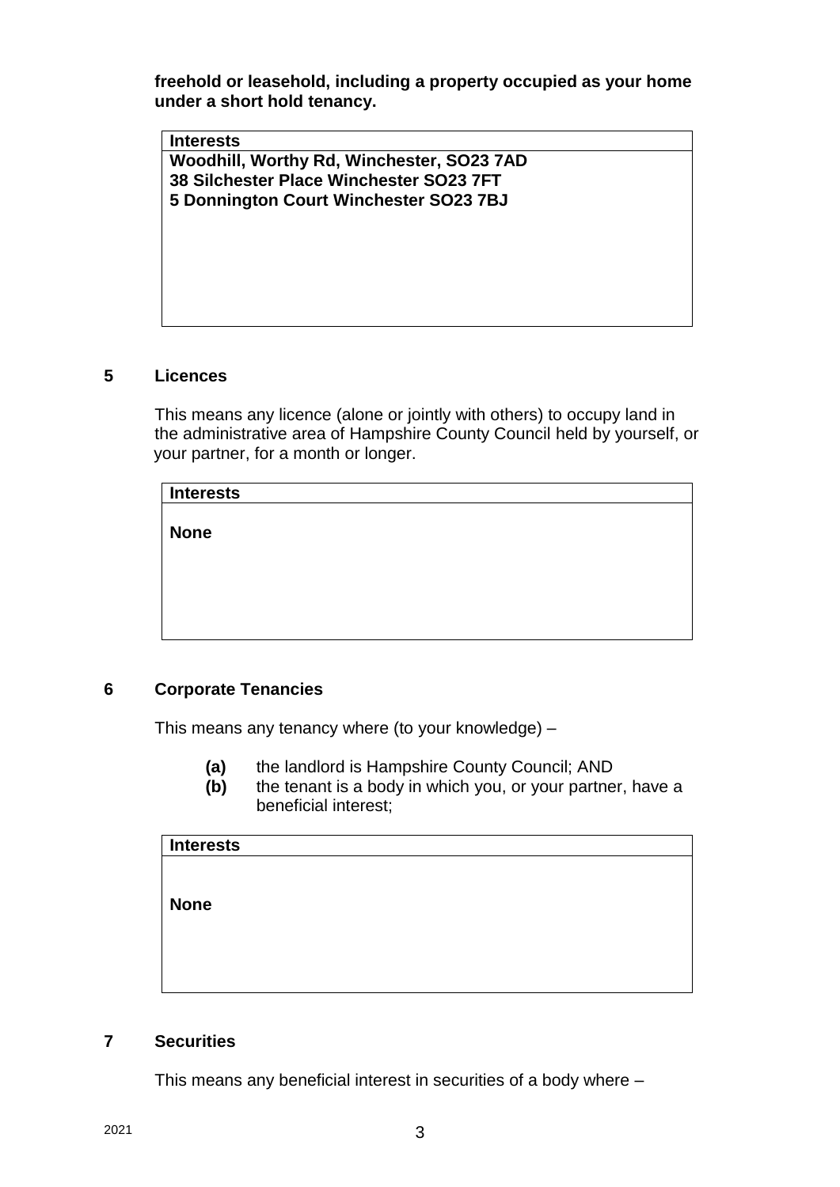**freehold or leasehold, including a property occupied as your home under a short hold tenancy.**

| Interests |
| --- |
| **Woodhill, Worthy Rd, Winchester, SO23 7AD**<br>**38 Silchester Place Winchester SO23 7FT**<br>**5 Donnington Court Winchester SO23 7BJ** |

## 5 Licences

This means any licence (alone or jointly with others) to occupy land in the administrative area of Hampshire County Council held by yourself, or your partner, for a month or longer.

| Interests |
| --- |
| **None** |

## 6 Corporate Tenancies

This means any tenancy where (to your knowledge) –

**(a)** the landlord is Hampshire County Council; AND
**(b)** the tenant is a body in which you, or your partner, have a beneficial interest;

| Interests |
| --- |
| **None** |

## 7 Securities

This means any beneficial interest in securities of a body where –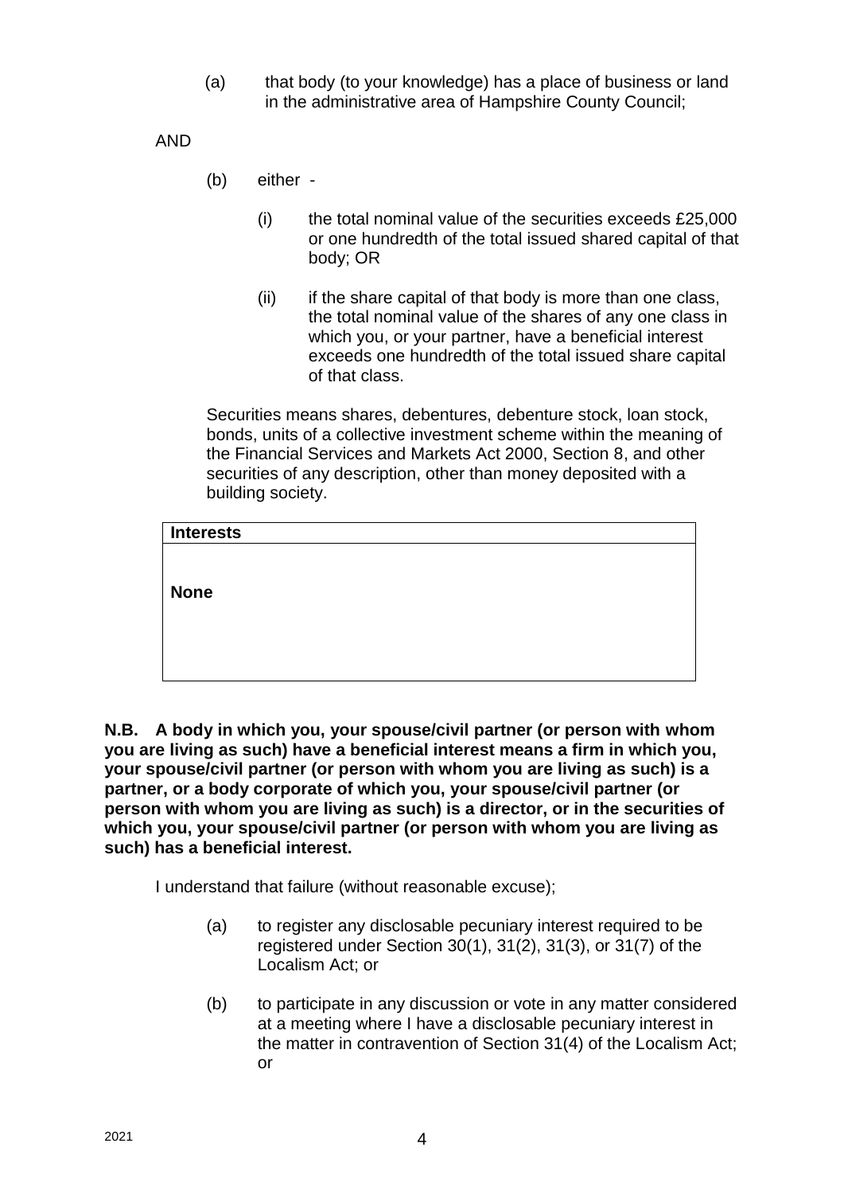(a) that body (to your knowledge) has a place of business or land in the administrative area of Hampshire County Council;

AND

(b) either -

(i) the total nominal value of the securities exceeds £25,000 or one hundredth of the total issued shared capital of that body; OR

(ii) if the share capital of that body is more than one class, the total nominal value of the shares of any one class in which you, or your partner, have a beneficial interest exceeds one hundredth of the total issued share capital of that class.

Securities means shares, debentures, debenture stock, loan stock, bonds, units of a collective investment scheme within the meaning of the Financial Services and Markets Act 2000, Section 8, and other securities of any description, other than money deposited with a building society.

| Interests |
| --- |
| **None** |

**N.B. A body in which you, your spouse/civil partner (or person with whom you are living as such) have a beneficial interest means a firm in which you, your spouse/civil partner (or person with whom you are living as such) is a partner, or a body corporate of which you, your spouse/civil partner (or person with whom you are living as such) is a director, or in the securities of which you, your spouse/civil partner (or person with whom you are living as such) has a beneficial interest.**

I understand that failure (without reasonable excuse);

(a) to register any disclosable pecuniary interest required to be registered under Section 30(1), 31(2), 31(3), or 31(7) of the Localism Act; or

(b) to participate in any discussion or vote in any matter considered at a meeting where I have a disclosable pecuniary interest in the matter in contravention of Section 31(4) of the Localism Act; or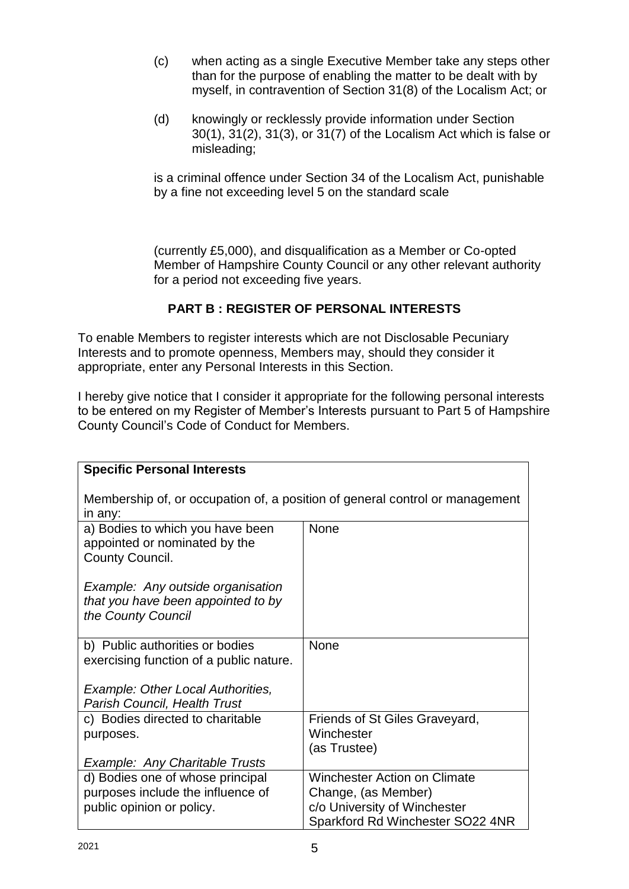(c) when acting as a single Executive Member take any steps other than for the purpose of enabling the matter to be dealt with by myself, in contravention of Section 31(8) of the Localism Act; or

(d) knowingly or recklessly provide information under Section 30(1), 31(2), 31(3), or 31(7) of the Localism Act which is false or misleading;

is a criminal offence under Section 34 of the Localism Act, punishable by a fine not exceeding level 5 on the standard scale

(currently £5,000), and disqualification as a Member or Co-opted Member of Hampshire County Council or any other relevant authority for a period not exceeding five years.

## PART B : REGISTER OF PERSONAL INTERESTS

To enable Members to register interests which are not Disclosable Pecuniary Interests and to promote openness, Members may, should they consider it appropriate, enter any Personal Interests in this Section.

I hereby give notice that I consider it appropriate for the following personal interests to be entered on my Register of Member's Interests pursuant to Part 5 of Hampshire County Council's Code of Conduct for Members.

| **Specific Personal Interests**<br><br>Membership of, or occupation of, a position of general control or management in any: | |
|---|---|
| a) Bodies to which you have been appointed or nominated by the County Council.<br><br>*Example: Any outside organisation that you have been appointed to by the County Council* | None |
| b) Public authorities or bodies exercising function of a public nature.<br><br>*Example: Other Local Authorities, Parish Council, Health Trust* | None |
| c) Bodies directed to charitable purposes.<br><br>*Example: Any Charitable Trusts* | Friends of St Giles Graveyard, Winchester<br>(as Trustee) |
| d) Bodies one of whose principal purposes include the influence of public opinion or policy. | Winchester Action on Climate Change, (as Member)<br>c/o University of Winchester<br>Sparkford Rd Winchester SO22 4NR |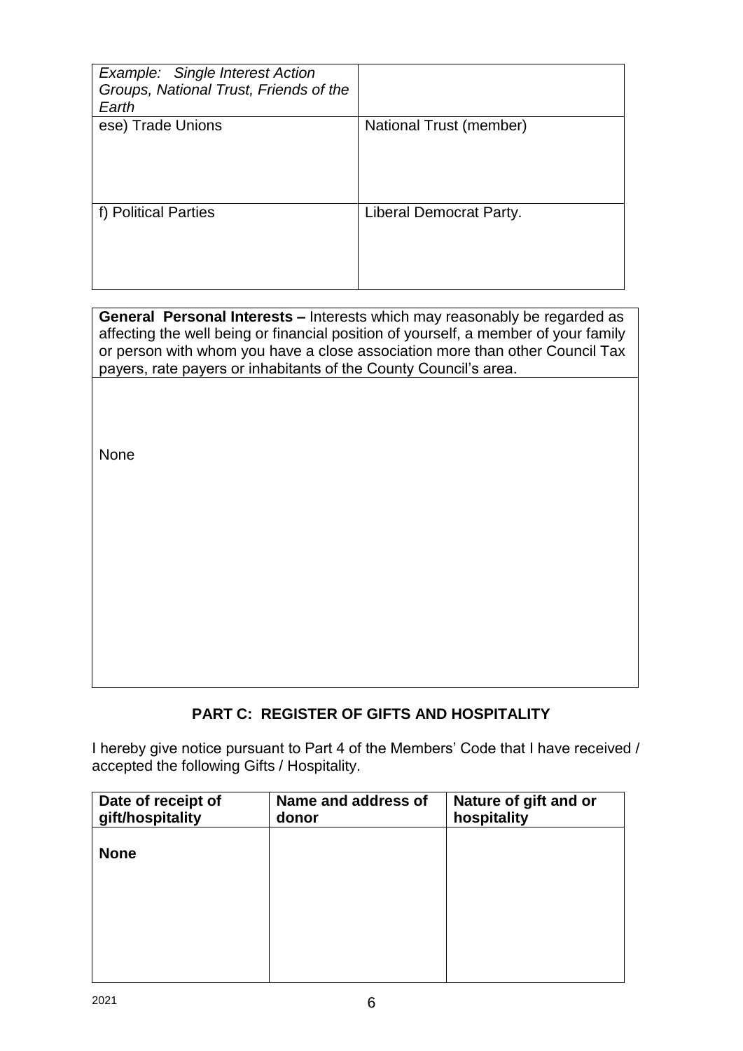| *Example: Single Interest Action Groups, National Trust, Friends of the Earth* | |
|---|---|
| ese) Trade Unions | National Trust (member) |
| f) Political Parties | Liberal Democrat Party. |

| **General Personal Interests –** Interests which may reasonably be regarded as affecting the well being or financial position of yourself, a member of your family or person with whom you have a close association more than other Council Tax payers, rate payers or inhabitants of the County Council's area. |
|---|
| None |

## PART C: REGISTER OF GIFTS AND HOSPITALITY

I hereby give notice pursuant to Part 4 of the Members' Code that I have received / accepted the following Gifts / Hospitality.

| Date of receipt of gift/hospitality | Name and address of donor | Nature of gift and or hospitality |
|---|---|---|
| **None** | | |

2021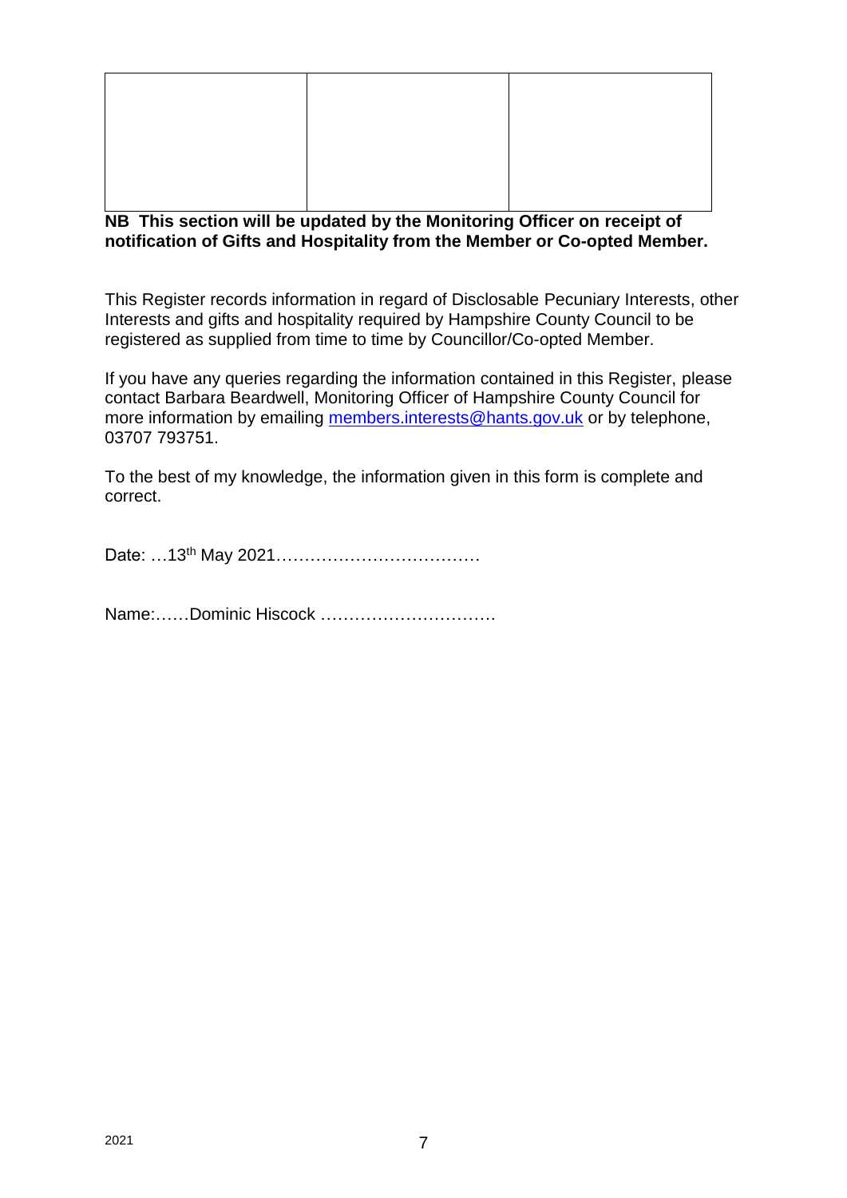| | | |
|---|---|---|
| | | |

**NB This section will be updated by the Monitoring Officer on receipt of notification of Gifts and Hospitality from the Member or Co-opted Member.**

This Register records information in regard of Disclosable Pecuniary Interests, other Interests and gifts and hospitality required by Hampshire County Council to be registered as supplied from time to time by Councillor/Co-opted Member.

If you have any queries regarding the information contained in this Register, please contact Barbara Beardwell, Monitoring Officer of Hampshire County Council for more information by emailing members.interests@hants.gov.uk or by telephone, 03707 793751.

To the best of my knowledge, the information given in this form is complete and correct.

Date: …13th May 2021………………………………

Name:……Dominic Hiscock ………………………….